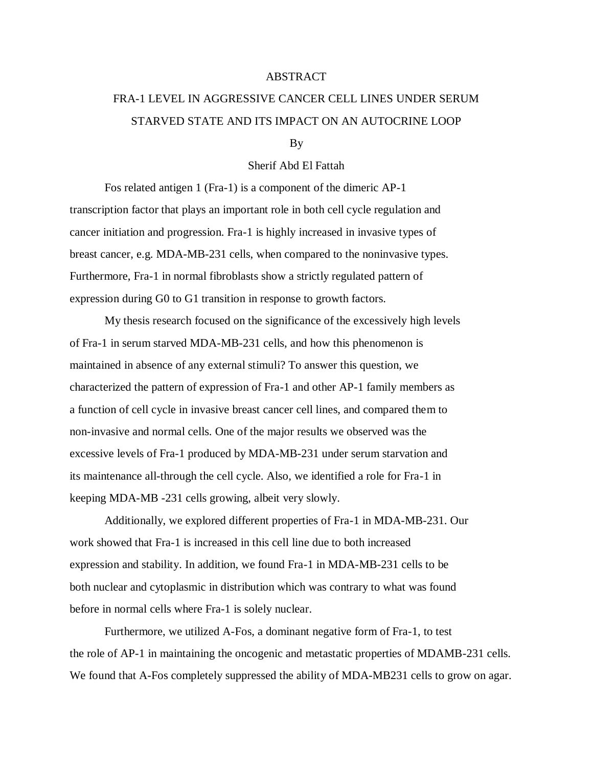# ABSTRACT

## FRA-1 LEVEL IN AGGRESSIVE CANCER CELL LINES UNDER SERUM STARVED STATE AND ITS IMPACT ON AN AUTOCRINE LOOP

By

Sherif Abd El Fattah

Fos related antigen 1 (Fra-1) is a component of the dimeric AP-1 transcription factor that plays an important role in both cell cycle regulation and cancer initiation and progression. Fra-1 is highly increased in invasive types of breast cancer, e.g. MDA-MB-231 cells, when compared to the noninvasive types. Furthermore, Fra-1 in normal fibroblasts show a strictly regulated pattern of expression during G0 to G1 transition in response to growth factors.

My thesis research focused on the significance of the excessively high levels of Fra-1 in serum starved MDA-MB-231 cells, and how this phenomenon is maintained in absence of any external stimuli? To answer this question, we characterized the pattern of expression of Fra-1 and other AP-1 family members as a function of cell cycle in invasive breast cancer cell lines, and compared them to non-invasive and normal cells. One of the major results we observed was the excessive levels of Fra-1 produced by MDA-MB-231 under serum starvation and its maintenance all-through the cell cycle. Also, we identified a role for Fra-1 in keeping MDA-MB -231 cells growing, albeit very slowly.

Additionally, we explored different properties of Fra-1 in MDA-MB-231. Our work showed that Fra-1 is increased in this cell line due to both increased expression and stability. In addition, we found Fra-1 in MDA-MB-231 cells to be both nuclear and cytoplasmic in distribution which was contrary to what was found before in normal cells where Fra-1 is solely nuclear.

Furthermore, we utilized A-Fos, a dominant negative form of Fra-1, to test the role of AP-1 in maintaining the oncogenic and metastatic properties of MDAMB-231 cells. We found that A-Fos completely suppressed the ability of MDA-MB231 cells to grow on agar.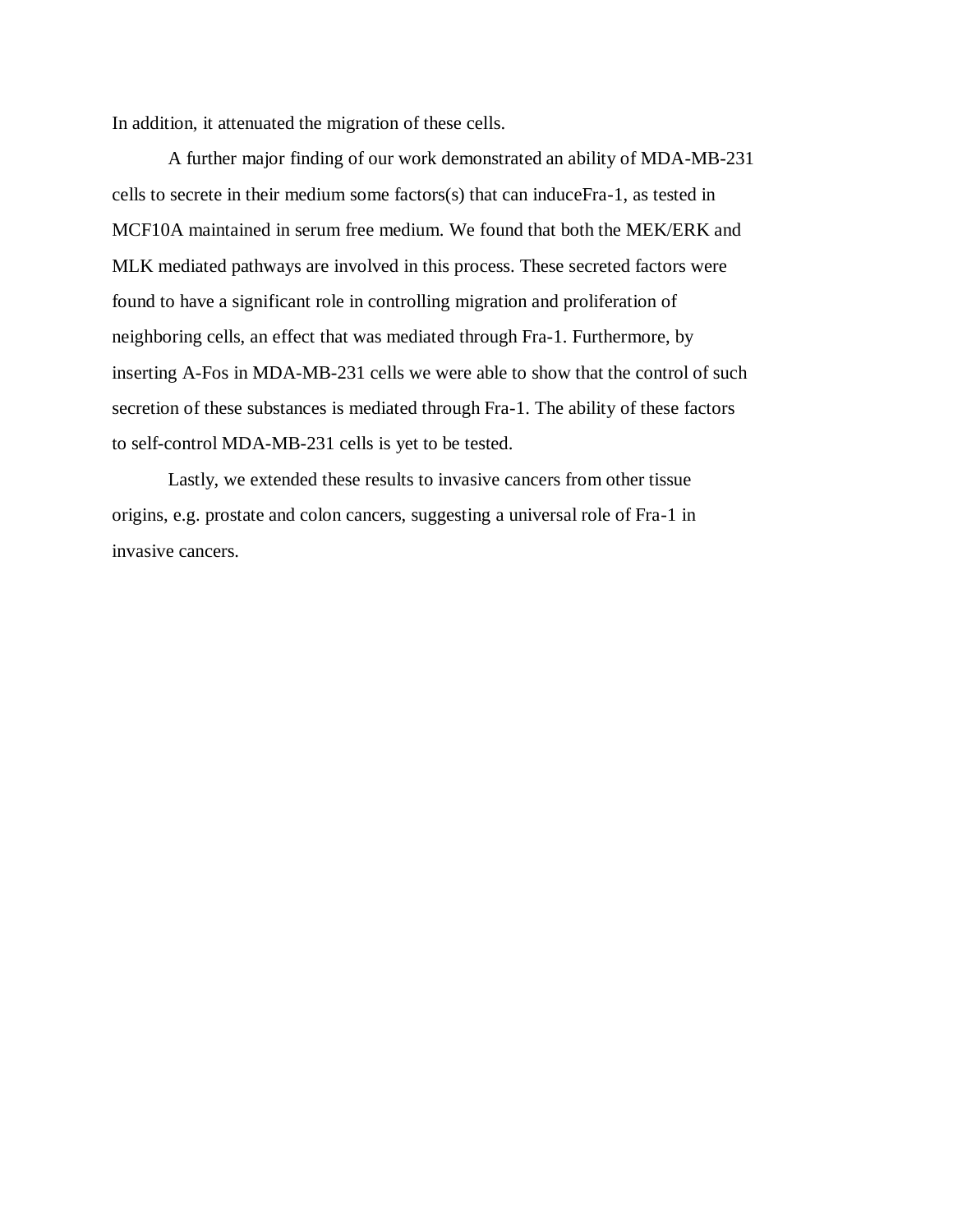In addition, it attenuated the migration of these cells.

A further major finding of our work demonstrated an ability of MDA-MB-231 cells to secrete in their medium some factors(s) that can induceFra-1, as tested in MCF10A maintained in serum free medium. We found that both the MEK/ERK and MLK mediated pathways are involved in this process. These secreted factors were found to have a significant role in controlling migration and proliferation of neighboring cells, an effect that was mediated through Fra-1. Furthermore, by inserting A-Fos in MDA-MB-231 cells we were able to show that the control of such secretion of these substances is mediated through Fra-1. The ability of these factors to self-control MDA-MB-231 cells is yet to be tested.

Lastly, we extended these results to invasive cancers from other tissue origins, e.g. prostate and colon cancers, suggesting a universal role of Fra-1 in invasive cancers.